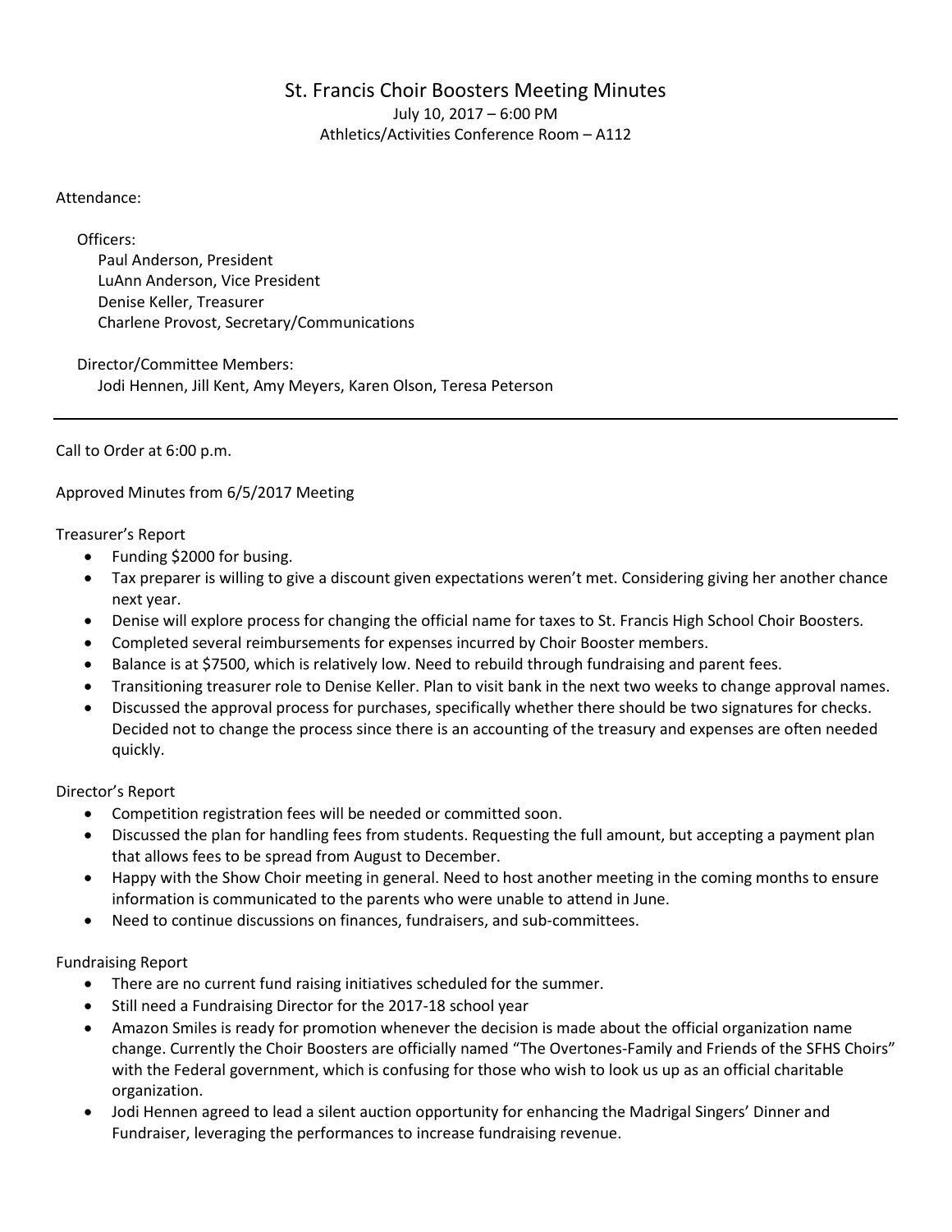# St. Francis Choir Boosters Meeting Minutes

July 10, 2017 – 6:00 PM
Athletics/Activities Conference Room – A112

Attendance:

Officers:
Paul Anderson, President
LuAnn Anderson, Vice President
Denise Keller, Treasurer
Charlene Provost, Secretary/Communications

Director/Committee Members:
Jodi Hennen, Jill Kent, Amy Meyers, Karen Olson, Teresa Peterson

---

Call to Order at 6:00 p.m.

Approved Minutes from 6/5/2017 Meeting

Treasurer's Report

- Funding $2000 for busing.
- Tax preparer is willing to give a discount given expectations weren't met. Considering giving her another chance next year.
- Denise will explore process for changing the official name for taxes to St. Francis High School Choir Boosters.
- Completed several reimbursements for expenses incurred by Choir Booster members.
- Balance is at $7500, which is relatively low. Need to rebuild through fundraising and parent fees.
- Transitioning treasurer role to Denise Keller. Plan to visit bank in the next two weeks to change approval names.
- Discussed the approval process for purchases, specifically whether there should be two signatures for checks. Decided not to change the process since there is an accounting of the treasury and expenses are often needed quickly.

Director's Report

- Competition registration fees will be needed or committed soon.
- Discussed the plan for handling fees from students. Requesting the full amount, but accepting a payment plan that allows fees to be spread from August to December.
- Happy with the Show Choir meeting in general. Need to host another meeting in the coming months to ensure information is communicated to the parents who were unable to attend in June.
- Need to continue discussions on finances, fundraisers, and sub-committees.

Fundraising Report

- There are no current fund raising initiatives scheduled for the summer.
- Still need a Fundraising Director for the 2017-18 school year
- Amazon Smiles is ready for promotion whenever the decision is made about the official organization name change. Currently the Choir Boosters are officially named "The Overtones-Family and Friends of the SFHS Choirs" with the Federal government, which is confusing for those who wish to look us up as an official charitable organization.
- Jodi Hennen agreed to lead a silent auction opportunity for enhancing the Madrigal Singers' Dinner and Fundraiser, leveraging the performances to increase fundraising revenue.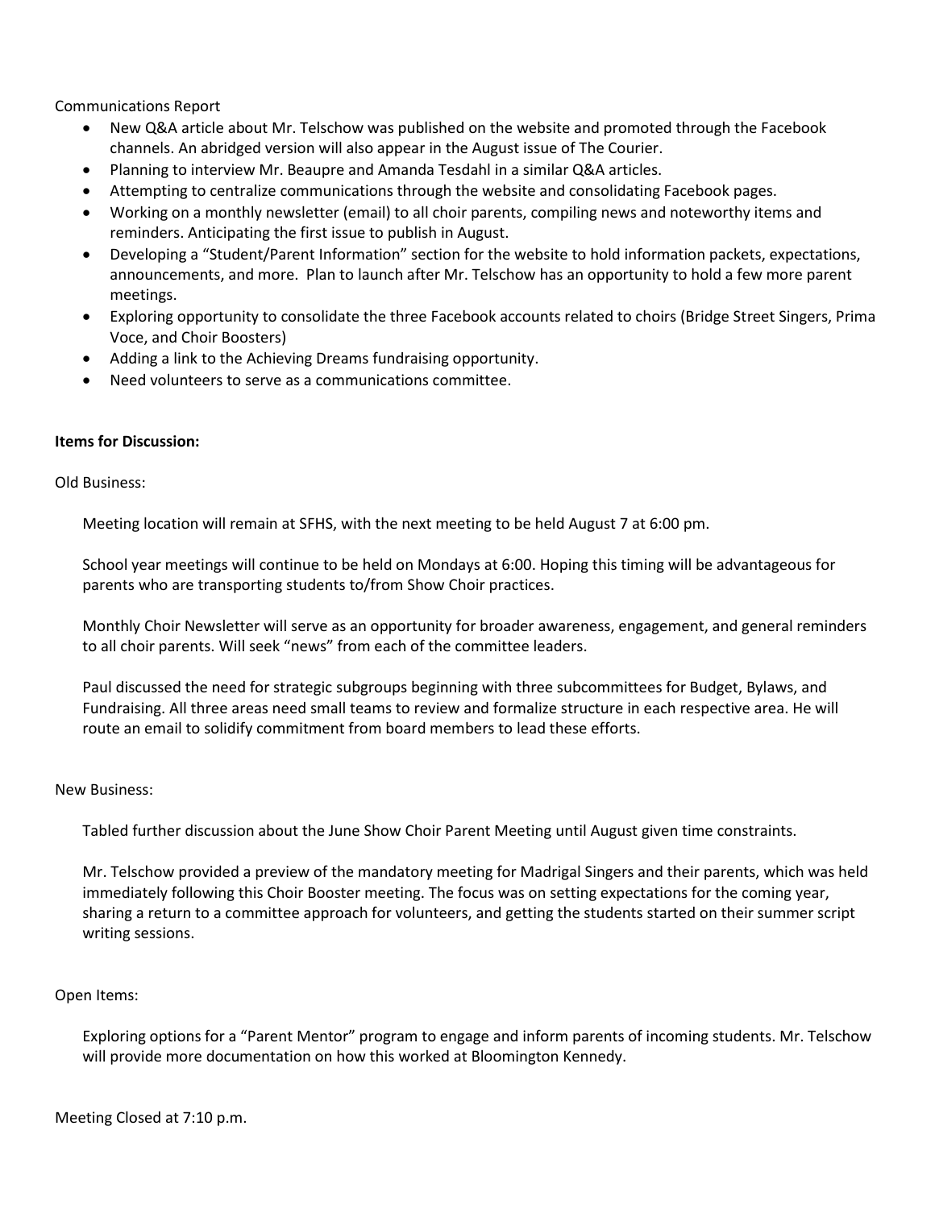Communications Report

- New Q&A article about Mr. Telschow was published on the website and promoted through the Facebook channels. An abridged version will also appear in the August issue of The Courier.
- Planning to interview Mr. Beaupre and Amanda Tesdahl in a similar Q&A articles.
- Attempting to centralize communications through the website and consolidating Facebook pages.
- Working on a monthly newsletter (email) to all choir parents, compiling news and noteworthy items and reminders. Anticipating the first issue to publish in August.
- Developing a "Student/Parent Information" section for the website to hold information packets, expectations, announcements, and more. Plan to launch after Mr. Telschow has an opportunity to hold a few more parent meetings.
- Exploring opportunity to consolidate the three Facebook accounts related to choirs (Bridge Street Singers, Prima Voce, and Choir Boosters)
- Adding a link to the Achieving Dreams fundraising opportunity.
- Need volunteers to serve as a communications committee.

**Items for Discussion:**

Old Business:

Meeting location will remain at SFHS, with the next meeting to be held August 7 at 6:00 pm.

School year meetings will continue to be held on Mondays at 6:00. Hoping this timing will be advantageous for parents who are transporting students to/from Show Choir practices.

Monthly Choir Newsletter will serve as an opportunity for broader awareness, engagement, and general reminders to all choir parents. Will seek "news" from each of the committee leaders.

Paul discussed the need for strategic subgroups beginning with three subcommittees for Budget, Bylaws, and Fundraising. All three areas need small teams to review and formalize structure in each respective area. He will route an email to solidify commitment from board members to lead these efforts.

New Business:

Tabled further discussion about the June Show Choir Parent Meeting until August given time constraints.

Mr. Telschow provided a preview of the mandatory meeting for Madrigal Singers and their parents, which was held immediately following this Choir Booster meeting. The focus was on setting expectations for the coming year, sharing a return to a committee approach for volunteers, and getting the students started on their summer script writing sessions.

Open Items:

Exploring options for a "Parent Mentor" program to engage and inform parents of incoming students. Mr. Telschow will provide more documentation on how this worked at Bloomington Kennedy.

Meeting Closed at 7:10 p.m.